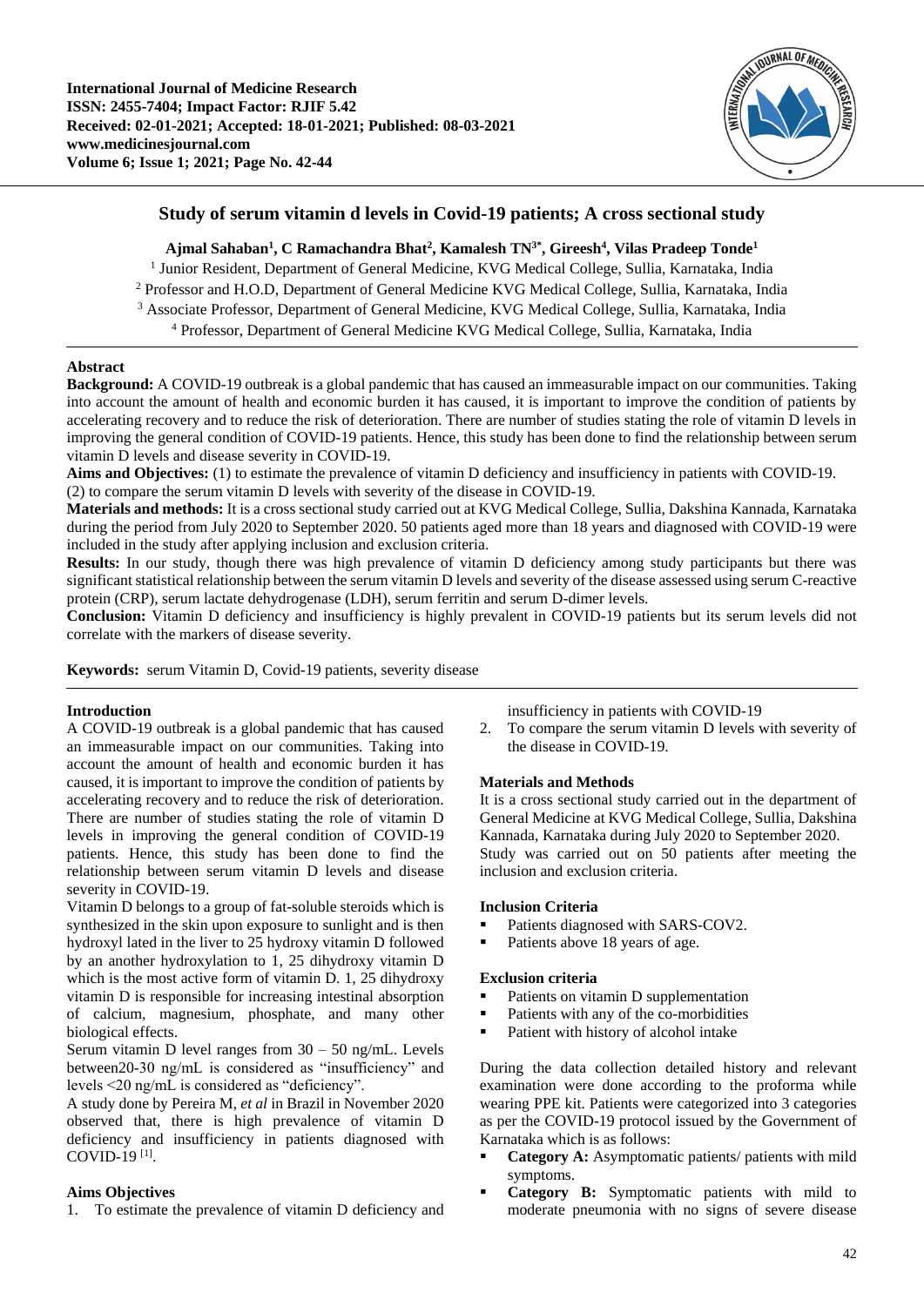# Study of serum vitamin d levels in Covid-19 patients; A cross sectional study

**Ajmal Sahaban[1], C Ramachandra Bhat[2], Kamalesh TN[3*], Gireesh[4], Vilas Pradeep Tonde[1]**

[1] Junior Resident, Department of General Medicine, KVG Medical College, Sullia, Karnataka, India
[2] Professor and H.O.D, Department of General Medicine KVG Medical College, Sullia, Karnataka, India
[3] Associate Professor, Department of General Medicine, KVG Medical College, Sullia, Karnataka, India
[4] Professor, Department of General Medicine KVG Medical College, Sullia, Karnataka, India

## Abstract

**Background:** A COVID-19 outbreak is a global pandemic that has caused an immeasurable impact on our communities. Taking into account the amount of health and economic burden it has caused, it is important to improve the condition of patients by accelerating recovery and to reduce the risk of deterioration. There are number of studies stating the role of vitamin D levels in improving the general condition of COVID-19 patients. Hence, this study has been done to find the relationship between serum vitamin D levels and disease severity in COVID-19.

**Aims and Objectives:** (1) to estimate the prevalence of vitamin D deficiency and insufficiency in patients with COVID-19. (2) to compare the serum vitamin D levels with severity of the disease in COVID-19.

**Materials and methods:** It is a cross sectional study carried out at KVG Medical College, Sullia, Dakshina Kannada, Karnataka during the period from July 2020 to September 2020. 50 patients aged more than 18 years and diagnosed with COVID-19 were included in the study after applying inclusion and exclusion criteria.

**Results:** In our study, though there was high prevalence of vitamin D deficiency among study participants but there was significant statistical relationship between the serum vitamin D levels and severity of the disease assessed using serum C-reactive protein (CRP), serum lactate dehydrogenase (LDH), serum ferritin and serum D-dimer levels.

**Conclusion:** Vitamin D deficiency and insufficiency is highly prevalent in COVID-19 patients but its serum levels did not correlate with the markers of disease severity.

**Keywords:** serum Vitamin D, Covid-19 patients, severity disease

## Introduction

A COVID-19 outbreak is a global pandemic that has caused an immeasurable impact on our communities. Taking into account the amount of health and economic burden it has caused, it is important to improve the condition of patients by accelerating recovery and to reduce the risk of deterioration. There are number of studies stating the role of vitamin D levels in improving the general condition of COVID-19 patients. Hence, this study has been done to find the relationship between serum vitamin D levels and disease severity in COVID-19.

Vitamin D belongs to a group of fat-soluble steroids which is synthesized in the skin upon exposure to sunlight and is then hydroxyl lated in the liver to 25 hydroxy vitamin D followed by an another hydroxylation to 1, 25 dihydroxy vitamin D which is the most active form of vitamin D. 1, 25 dihydroxy vitamin D is responsible for increasing intestinal absorption of calcium, magnesium, phosphate, and many other biological effects.

Serum vitamin D level ranges from 30 – 50 ng/mL. Levels between20-30 ng/mL is considered as "insufficiency" and levels <20 ng/mL is considered as "deficiency".

A study done by Pereira M, *et al* in Brazil in November 2020 observed that, there is high prevalence of vitamin D deficiency and insufficiency in patients diagnosed with COVID-19 [1].

## Aims Objectives

1. To estimate the prevalence of vitamin D deficiency and insufficiency in patients with COVID-19
2. To compare the serum vitamin D levels with severity of the disease in COVID-19.

## Materials and Methods

It is a cross sectional study carried out in the department of General Medicine at KVG Medical College, Sullia, Dakshina Kannada, Karnataka during July 2020 to September 2020. Study was carried out on 50 patients after meeting the inclusion and exclusion criteria.

### Inclusion Criteria

- Patients diagnosed with SARS-COV2.
- Patients above 18 years of age.

### Exclusion criteria

- Patients on vitamin D supplementation
- Patients with any of the co-morbidities
- Patient with history of alcohol intake

During the data collection detailed history and relevant examination were done according to the proforma while wearing PPE kit. Patients were categorized into 3 categories as per the COVID-19 protocol issued by the Government of Karnataka which is as follows:

- **Category A:** Asymptomatic patients/ patients with mild symptoms.
- **Category B:** Symptomatic patients with mild to moderate pneumonia with no signs of severe disease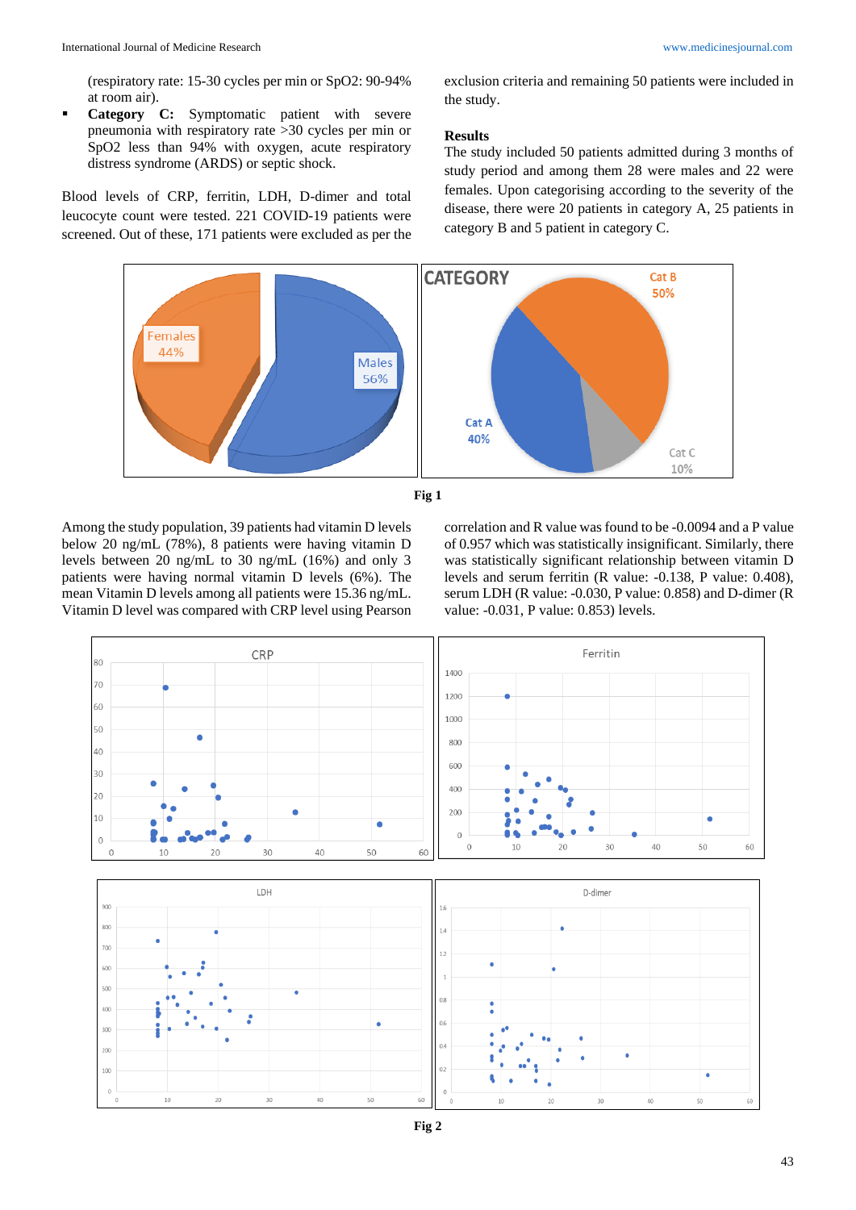(respiratory rate: 15-30 cycles per min or SpO2: 90-94% at room air).

- **Category C:** Symptomatic patient with severe pneumonia with respiratory rate >30 cycles per min or SpO2 less than 94% with oxygen, acute respiratory distress syndrome (ARDS) or septic shock.

Blood levels of CRP, ferritin, LDH, D-dimer and total leucocyte count were tested. 221 COVID-19 patients were screened. Out of these, 171 patients were excluded as per the exclusion criteria and remaining 50 patients were included in the study.

## Results

The study included 50 patients admitted during 3 months of study period and among them 28 were males and 22 were females. Upon categorising according to the severity of the disease, there were 20 patients in category A, 25 patients in category B and 5 patient in category C.

Fig 1

Among the study population, 39 patients had vitamin D levels below 20 ng/mL (78%), 8 patients were having vitamin D levels between 20 ng/mL to 30 ng/mL (16%) and only 3 patients were having normal vitamin D levels (6%). The mean Vitamin D levels among all patients were 15.36 ng/mL. Vitamin D level was compared with CRP level using Pearson correlation and R value was found to be -0.0094 and a P value of 0.957 which was statistically insignificant. Similarly, there was statistically significant relationship between vitamin D levels and serum ferritin (R value: -0.138, P value: 0.408), serum LDH (R value: -0.030, P value: 0.858) and D-dimer (R value: -0.031, P value: 0.853) levels.

Fig 2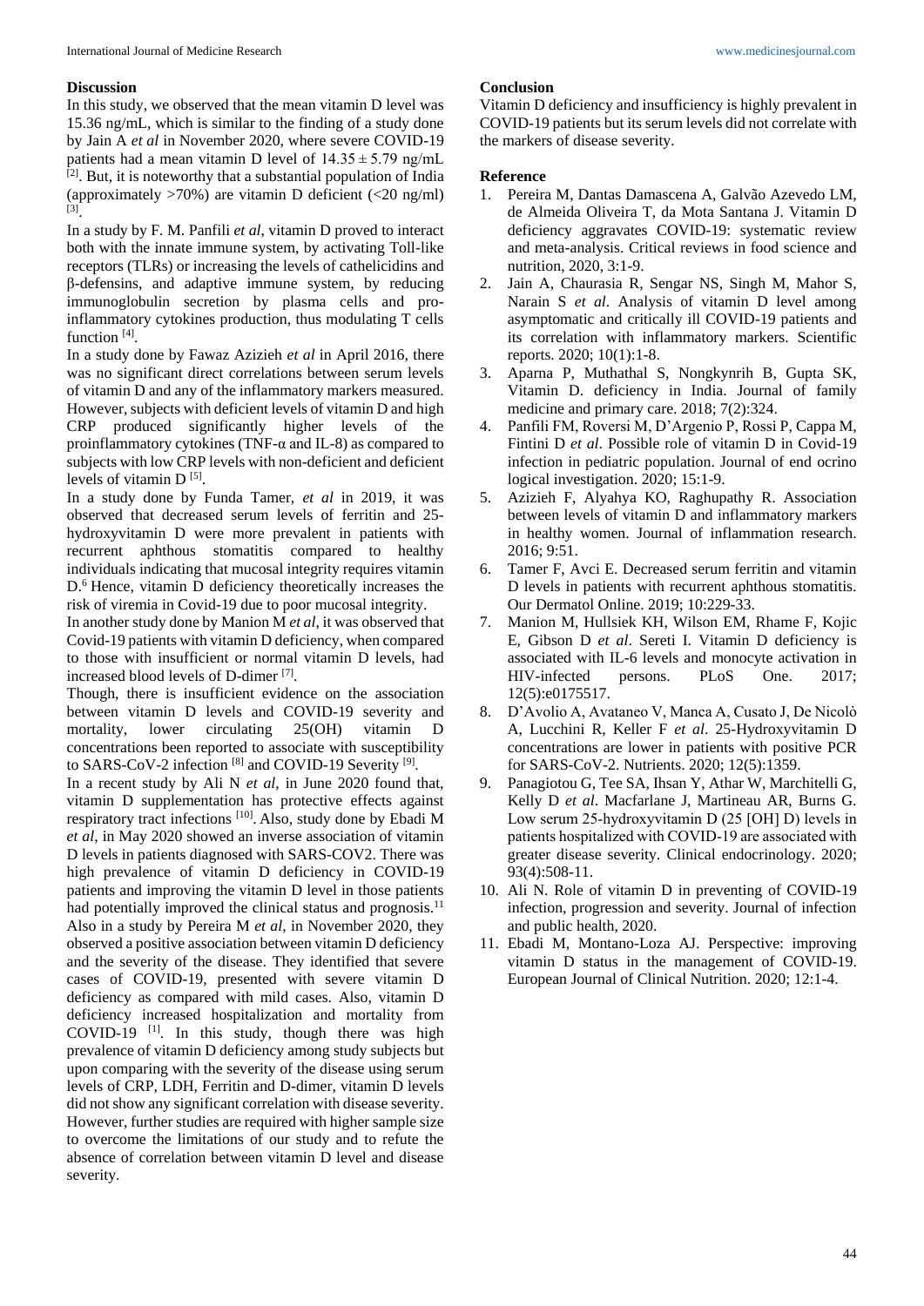## Discussion

In this study, we observed that the mean vitamin D level was 15.36 ng/mL, which is similar to the finding of a study done by Jain A *et al* in November 2020, where severe COVID-19 patients had a mean vitamin D level of $14.35 \pm 5.79$ ng/mL [2]. But, it is noteworthy that a substantial population of India (approximately >70%) are vitamin D deficient (<20 ng/ml) [3].

In a study by F. M. Panfili *et al*, vitamin D proved to interact both with the innate immune system, by activating Toll-like receptors (TLRs) or increasing the levels of cathelicidins and β-defensins, and adaptive immune system, by reducing immunoglobulin secretion by plasma cells and pro-inflammatory cytokines production, thus modulating T cells function [4].

In a study done by Fawaz Azizieh *et al* in April 2016, there was no significant direct correlations between serum levels of vitamin D and any of the inflammatory markers measured. However, subjects with deficient levels of vitamin D and high CRP produced significantly higher levels of the proinflammatory cytokines (TNF-α and IL-8) as compared to subjects with low CRP levels with non-deficient and deficient levels of vitamin D [5].

In a study done by Funda Tamer, *et al* in 2019, it was observed that decreased serum levels of ferritin and 25-hydroxyvitamin D were more prevalent in patients with recurrent aphthous stomatitis compared to healthy individuals indicating that mucosal integrity requires vitamin D.[6] Hence, vitamin D deficiency theoretically increases the risk of viremia in Covid-19 due to poor mucosal integrity.

In another study done by Manion M *et al*, it was observed that Covid-19 patients with vitamin D deficiency, when compared to those with insufficient or normal vitamin D levels, had increased blood levels of D-dimer [7].

Though, there is insufficient evidence on the association between vitamin D levels and COVID-19 severity and mortality, lower circulating 25(OH) vitamin D concentrations been reported to associate with susceptibility to SARS-CoV-2 infection [8] and COVID-19 Severity [9].

In a recent study by Ali N *et al*, in June 2020 found that, vitamin D supplementation has protective effects against respiratory tract infections [10]. Also, study done by Ebadi M *et al*, in May 2020 showed an inverse association of vitamin D levels in patients diagnosed with SARS-COV2. There was high prevalence of vitamin D deficiency in COVID-19 patients and improving the vitamin D level in those patients had potentially improved the clinical status and prognosis.[11] Also in a study by Pereira M *et al*, in November 2020, they observed a positive association between vitamin D deficiency and the severity of the disease. They identified that severe cases of COVID-19, presented with severe vitamin D deficiency as compared with mild cases. Also, vitamin D deficiency increased hospitalization and mortality from COVID-19 [1]. In this study, though there was high prevalence of vitamin D deficiency among study subjects but upon comparing with the severity of the disease using serum levels of CRP, LDH, Ferritin and D-dimer, vitamin D levels did not show any significant correlation with disease severity. However, further studies are required with higher sample size to overcome the limitations of our study and to refute the absence of correlation between vitamin D level and disease severity.

## Conclusion

Vitamin D deficiency and insufficiency is highly prevalent in COVID-19 patients but its serum levels did not correlate with the markers of disease severity.

## Reference

1. Pereira M, Dantas Damascena A, Galvão Azevedo LM, de Almeida Oliveira T, da Mota Santana J. Vitamin D deficiency aggravates COVID-19: systematic review and meta-analysis. Critical reviews in food science and nutrition, 2020, 3:1-9.
2. Jain A, Chaurasia R, Sengar NS, Singh M, Mahor S, Narain S *et al*. Analysis of vitamin D level among asymptomatic and critically ill COVID-19 patients and its correlation with inflammatory markers. Scientific reports. 2020; 10(1):1-8.
3. Aparna P, Muthathal S, Nongkynrih B, Gupta SK, Vitamin D. deficiency in India. Journal of family medicine and primary care. 2018; 7(2):324.
4. Panfili FM, Roversi M, D'Argenio P, Rossi P, Cappa M, Fintini D *et al*. Possible role of vitamin D in Covid-19 infection in pediatric population. Journal of end ocrino logical investigation. 2020; 15:1-9.
5. Azizieh F, Alyahya KO, Raghupathy R. Association between levels of vitamin D and inflammatory markers in healthy women. Journal of inflammation research. 2016; 9:51.
6. Tamer F, Avci E. Decreased serum ferritin and vitamin D levels in patients with recurrent aphthous stomatitis. Our Dermatol Online. 2019; 10:229-33.
7. Manion M, Hullsiek KH, Wilson EM, Rhame F, Kojic E, Gibson D *et al*. Sereti I. Vitamin D deficiency is associated with IL-6 levels and monocyte activation in HIV-infected persons. PLoS One. 2017; 12(5):e0175517.
8. D'Avolio A, Avataneo V, Manca A, Cusato J, De Nicolò A, Lucchini R, Keller F *et al*. 25-Hydroxyvitamin D concentrations are lower in patients with positive PCR for SARS-CoV-2. Nutrients. 2020; 12(5):1359.
9. Panagiotou G, Tee SA, Ihsan Y, Athar W, Marchitelli G, Kelly D *et al*. Macfarlane J, Martineau AR, Burns G. Low serum 25-hydroxyvitamin D (25 [OH] D) levels in patients hospitalized with COVID-19 are associated with greater disease severity. Clinical endocrinology. 2020; 93(4):508-11.
10. Ali N. Role of vitamin D in preventing of COVID-19 infection, progression and severity. Journal of infection and public health, 2020.
11. Ebadi M, Montano-Loza AJ. Perspective: improving vitamin D status in the management of COVID-19. European Journal of Clinical Nutrition. 2020; 12:1-4.